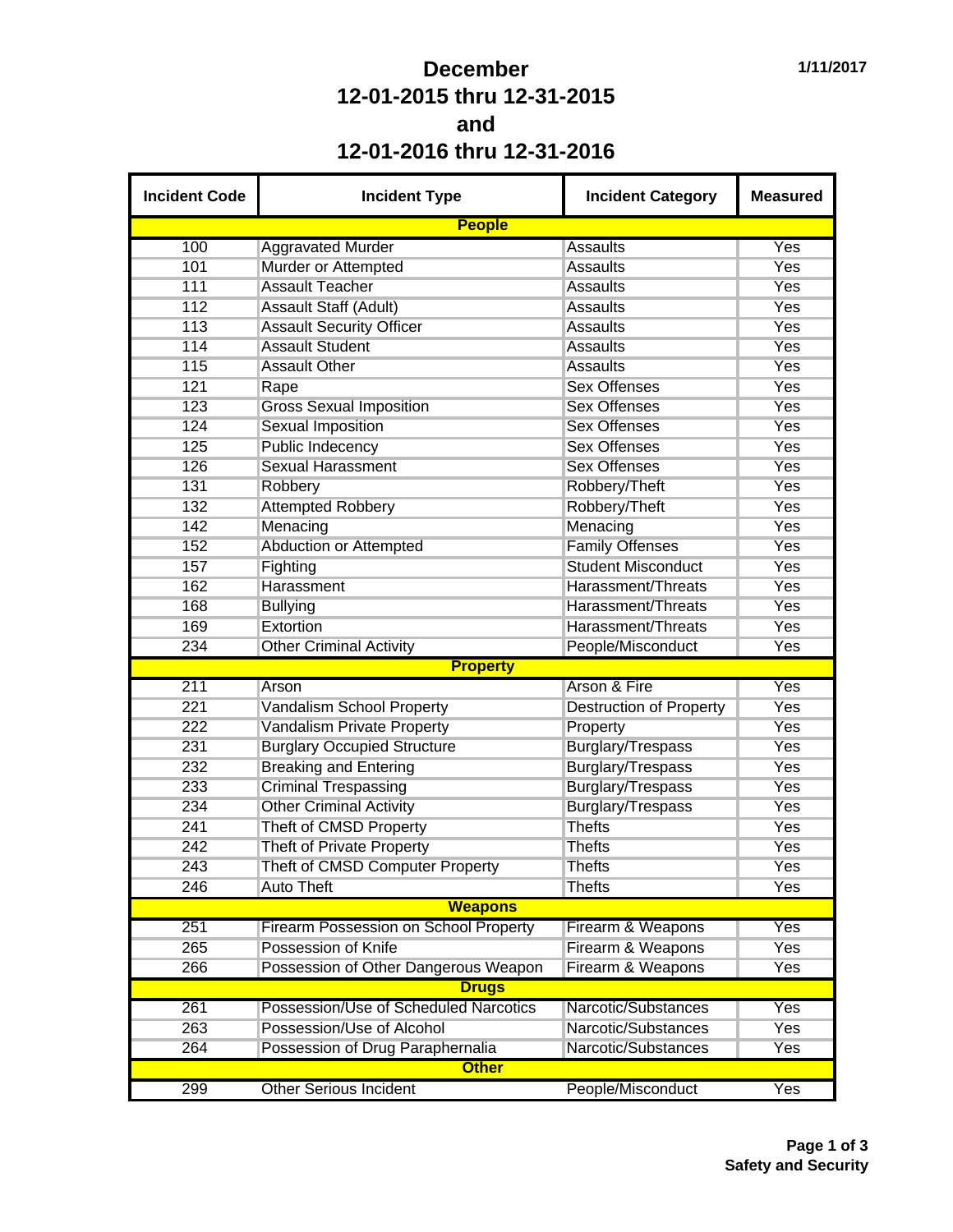# December
# 12-01-2015 thru 12-31-2015
# and
# 12-01-2016 thru 12-31-2016

1/11/2017

| Incident Code | Incident Type | Incident Category | Measured |
|---|---|---|---|
| **People** | | | |
| 100 | Aggravated Murder | Assaults | Yes |
| 101 | Murder or Attempted | Assaults | Yes |
| 111 | Assault Teacher | Assaults | Yes |
| 112 | Assault Staff (Adult) | Assaults | Yes |
| 113 | Assault Security Officer | Assaults | Yes |
| 114 | Assault Student | Assaults | Yes |
| 115 | Assault Other | Assaults | Yes |
| 121 | Rape | Sex Offenses | Yes |
| 123 | Gross Sexual Imposition | Sex Offenses | Yes |
| 124 | Sexual Imposition | Sex Offenses | Yes |
| 125 | Public Indecency | Sex Offenses | Yes |
| 126 | Sexual Harassment | Sex Offenses | Yes |
| 131 | Robbery | Robbery/Theft | Yes |
| 132 | Attempted Robbery | Robbery/Theft | Yes |
| 142 | Menacing | Menacing | Yes |
| 152 | Abduction or Attempted | Family Offenses | Yes |
| 157 | Fighting | Student Misconduct | Yes |
| 162 | Harassment | Harassment/Threats | Yes |
| 168 | Bullying | Harassment/Threats | Yes |
| 169 | Extortion | Harassment/Threats | Yes |
| 234 | Other Criminal Activity | People/Misconduct | Yes |
| **Property** | | | |
| 211 | Arson | Arson & Fire | Yes |
| 221 | Vandalism School Property | Destruction of Property | Yes |
| 222 | Vandalism Private Property | Property | Yes |
| 231 | Burglary Occupied Structure | Burglary/Trespass | Yes |
| 232 | Breaking and Entering | Burglary/Trespass | Yes |
| 233 | Criminal Trespassing | Burglary/Trespass | Yes |
| 234 | Other Criminal Activity | Burglary/Trespass | Yes |
| 241 | Theft of CMSD Property | Thefts | Yes |
| 242 | Theft of Private Property | Thefts | Yes |
| 243 | Theft of CMSD Computer Property | Thefts | Yes |
| 246 | Auto Theft | Thefts | Yes |
| **Weapons** | | | |
| 251 | Firearm Possession on School Property | Firearm & Weapons | Yes |
| 265 | Possession of Knife | Firearm & Weapons | Yes |
| 266 | Possession of Other Dangerous Weapon | Firearm & Weapons | Yes |
| **Drugs** | | | |
| 261 | Possession/Use of Scheduled Narcotics | Narcotic/Substances | Yes |
| 263 | Possession/Use of Alcohol | Narcotic/Substances | Yes |
| 264 | Possession of Drug Paraphernalia | Narcotic/Substances | Yes |
| **Other** | | | |
| 299 | Other Serious Incident | People/Misconduct | Yes |

Safety and Security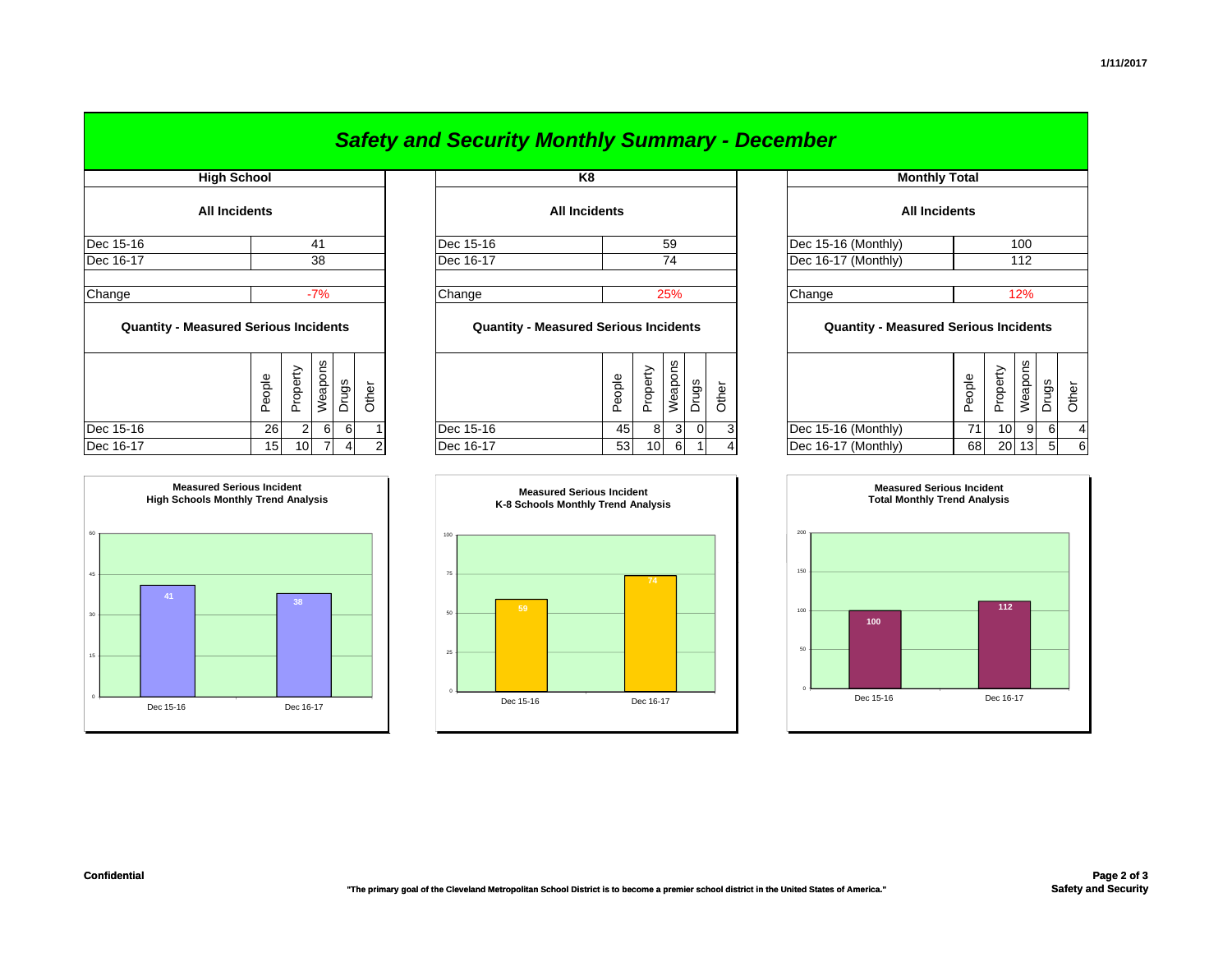# Safety and Security Monthly Summary - December

## High School

### All Incidents

| | |
|---|---|
| Dec 15-16 | 41 |
| Dec 16-17 | 38 |
| Change | -7% |

### Quantity - Measured Serious Incidents

| | People | Property | Weapons | Drugs | Other |
|---|---|---|---|---|---|
| Dec 15-16 | 26 | 2 | 6 | 6 | 1 |
| Dec 16-17 | 15 | 10 | 7 | 4 | 2 |

**Measured Serious Incident**
**High Schools Monthly Trend Analysis**

| | Value |
|---|---|
| Dec 15-16 | 41 |
| Dec 16-17 | 38 |

## K8

### All Incidents

| | |
|---|---|
| Dec 15-16 | 59 |
| Dec 16-17 | 74 |
| Change | 25% |

### Quantity - Measured Serious Incidents

| | People | Property | Weapons | Drugs | Other |
|---|---|---|---|---|---|
| Dec 15-16 | 45 | 8 | 3 | 0 | 3 |
| Dec 16-17 | 53 | 10 | 6 | 1 | 4 |

**Measured Serious Incident**
**K-8 Schools Monthly Trend Analysis**

| | Value |
|---|---|
| Dec 15-16 | 59 |
| Dec 16-17 | 74 |

## Monthly Total

### All Incidents

| | |
|---|---|
| Dec 15-16 (Monthly) | 100 |
| Dec 16-17 (Monthly) | 112 |
| Change | 12% |

### Quantity - Measured Serious Incidents

| | People | Property | Weapons | Drugs | Other |
|---|---|---|---|---|---|
| Dec 15-16 (Monthly) | 71 | 10 | 9 | 6 | 4 |
| Dec 16-17 (Monthly) | 68 | 20 | 13 | 5 | 6 |

**Measured Serious Incident**
**Total Monthly Trend Analysis**

| | Value |
|---|---|
| Dec 15-16 | 100 |
| Dec 16-17 | 112 |

**Confidential**

**"The primary goal of the Cleveland Metropolitan School District is to become a premier school district in the United States of America."**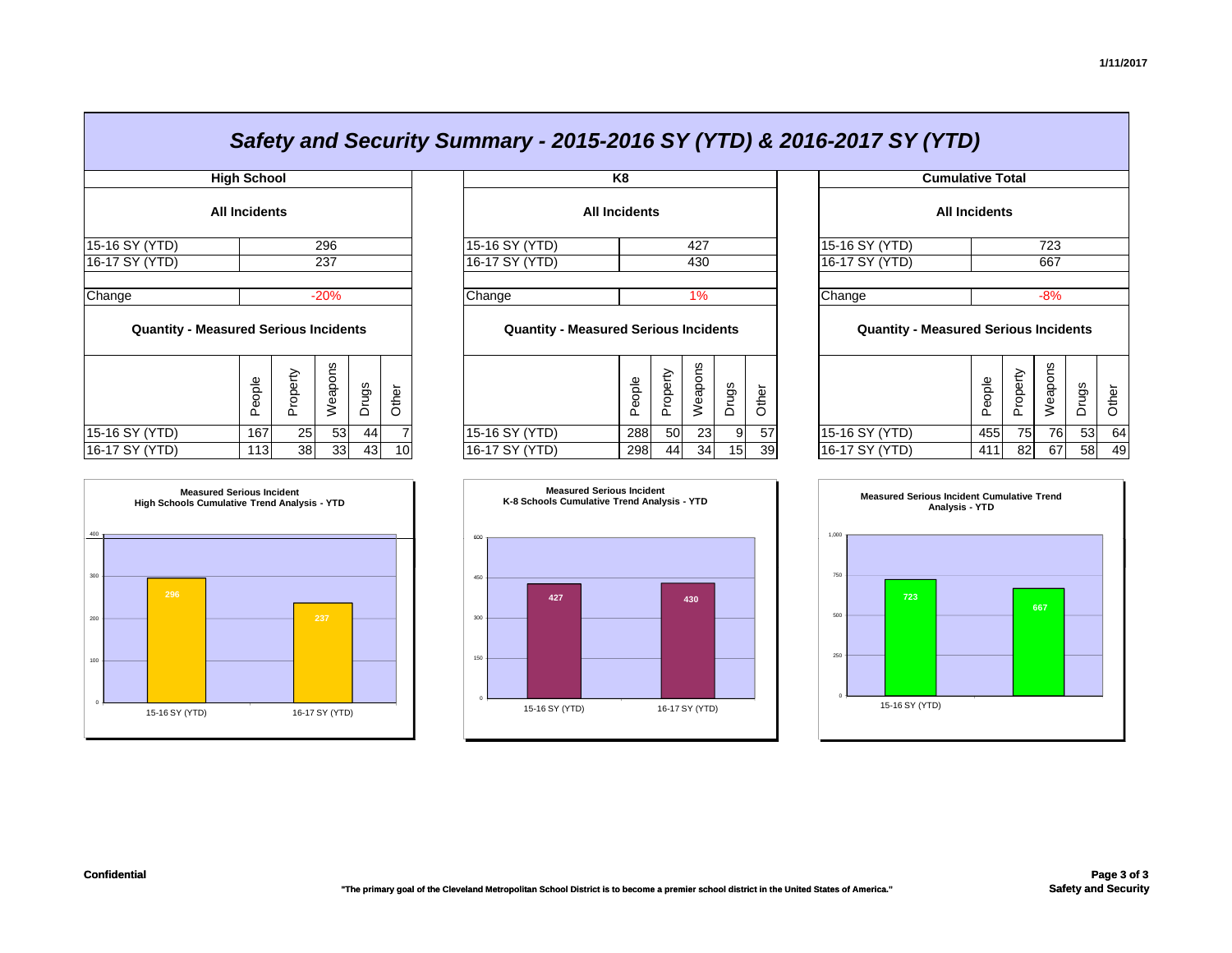# *Safety and Security Summary - 2015-2016 SY (YTD) & 2016-2017 SY (YTD)*

## High School

### All Incidents

| | |
|---|---|
| 15-16 SY (YTD) | 296 |
| 16-17 SY (YTD) | 237 |
| Change | -20% |

### Quantity - Measured Serious Incidents

| | People | Property | Weapons | Drugs | Other |
|---|---|---|---|---|---|
| 15-16 SY (YTD) | 167 | 25 | 53 | 44 | 7 |
| 16-17 SY (YTD) | 113 | 38 | 33 | 43 | 10 |

## K8

### All Incidents

| | |
|---|---|
| 15-16 SY (YTD) | 427 |
| 16-17 SY (YTD) | 430 |
| Change | 1% |

### Quantity - Measured Serious Incidents

| | People | Property | Weapons | Drugs | Other |
|---|---|---|---|---|---|
| 15-16 SY (YTD) | 288 | 50 | 23 | 9 | 57 |
| 16-17 SY (YTD) | 298 | 44 | 34 | 15 | 39 |

## Cumulative Total

### All Incidents

| | |
|---|---|
| 15-16 SY (YTD) | 723 |
| 16-17 SY (YTD) | 667 |
| Change | -8% |

### Quantity - Measured Serious Incidents

| | People | Property | Weapons | Drugs | Other |
|---|---|---|---|---|---|
| 15-16 SY (YTD) | 455 | 75 | 76 | 53 | 64 |
| 16-17 SY (YTD) | 411 | 82 | 67 | 58 | 49 |

**Measured Serious Incident**
**High Schools Cumulative Trend Analysis - YTD**

400
300
200
100
0
296
237
15-16 SY (YTD)
16-17 SY (YTD)

**Measured Serious Incident**
**K-8 Schools Cumulative Trend Analysis - YTD**

600
450
300
150
0
427
430
15-16 SY (YTD)
16-17 SY (YTD)

**Measured Serious Incident Cumulative Trend Analysis - YTD**

1,000
750
500
250
0
723
667
15-16 SY (YTD)

Confidential

**"The primary goal of the Cleveland Metropolitan School District is to become a premier school district in the United States of America."**